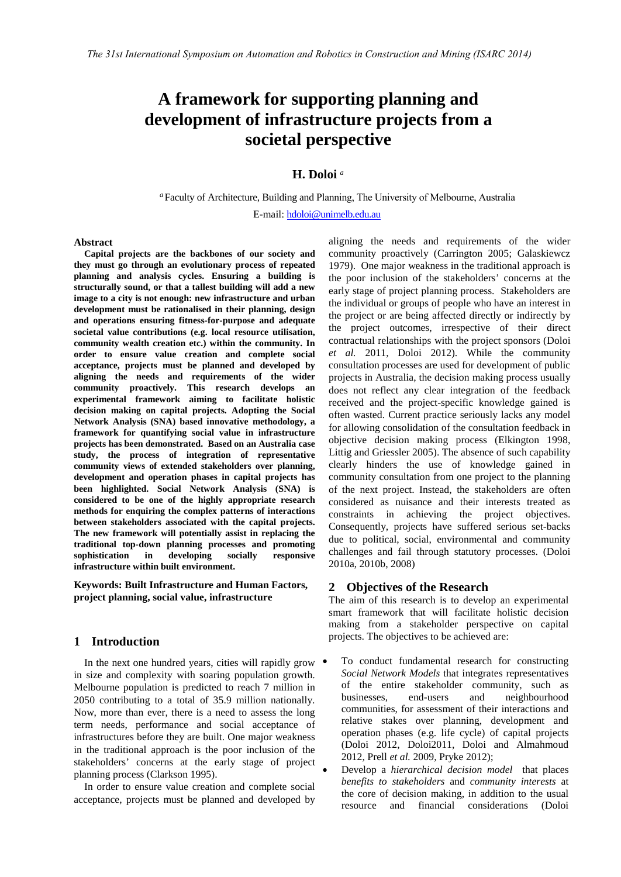# A framework for supporting planning and development of infrastructure projects from a societal perspective

**H. Doloi** [a]

[a] Faculty of Architecture, Building and Planning, The University of Melbourne, Australia

E-mail: hdoloi@unimelb.edu.au

### Abstract

**Capital projects are the backbones of our society and they must go through an evolutionary process of repeated planning and analysis cycles. Ensuring a building is structurally sound, or that a tallest building will add a new image to a city is not enough: new infrastructure and urban development must be rationalised in their planning, design and operations ensuring fitness-for-purpose and adequate societal value contributions (e.g. local resource utilisation, community wealth creation etc.) within the community. In order to ensure value creation and complete social acceptance, projects must be planned and developed by aligning the needs and requirements of the wider community proactively. This research develops an experimental framework aiming to facilitate holistic decision making on capital projects. Adopting the Social Network Analysis (SNA) based innovative methodology, a framework for quantifying social value in infrastructure projects has been demonstrated. Based on an Australia case study, the process of integration of representative community views of extended stakeholders over planning, development and operation phases in capital projects has been highlighted. Social Network Analysis (SNA) is considered to be one of the highly appropriate research methods for enquiring the complex patterns of interactions between stakeholders associated with the capital projects. The new framework will potentially assist in replacing the traditional top-down planning processes and promoting sophistication in developing socially responsive infrastructure within built environment.**

**Keywords: Built Infrastructure and Human Factors, project planning, social value, infrastructure**

## 1 Introduction

In the next one hundred years, cities will rapidly grow in size and complexity with soaring population growth. Melbourne population is predicted to reach 7 million in 2050 contributing to a total of 35.9 million nationally. Now, more than ever, there is a need to assess the long term needs, performance and social acceptance of infrastructures before they are built. One major weakness in the traditional approach is the poor inclusion of the stakeholders' concerns at the early stage of project planning process (Clarkson 1995).

In order to ensure value creation and complete social acceptance, projects must be planned and developed by aligning the needs and requirements of the wider community proactively (Carrington 2005; Galaskiewcz 1979). One major weakness in the traditional approach is the poor inclusion of the stakeholders' concerns at the early stage of project planning process. Stakeholders are the individual or groups of people who have an interest in the project or are being affected directly or indirectly by the project outcomes, irrespective of their direct contractual relationships with the project sponsors (Doloi *et al.* 2011, Doloi 2012). While the community consultation processes are used for development of public projects in Australia, the decision making process usually does not reflect any clear integration of the feedback received and the project-specific knowledge gained is often wasted. Current practice seriously lacks any model for allowing consolidation of the consultation feedback in objective decision making process (Elkington 1998, Littig and Griessler 2005). The absence of such capability clearly hinders the use of knowledge gained in community consultation from one project to the planning of the next project. Instead, the stakeholders are often considered as nuisance and their interests treated as constraints in achieving the project objectives. Consequently, projects have suffered serious set-backs due to political, social, environmental and community challenges and fail through statutory processes. (Doloi 2010a, 2010b, 2008)

## 2 Objectives of the Research

The aim of this research is to develop an experimental smart framework that will facilitate holistic decision making from a stakeholder perspective on capital projects. The objectives to be achieved are:

- To conduct fundamental research for constructing *Social Network Models* that integrates representatives of the entire stakeholder community, such as businesses, end-users and neighbourhood communities, for assessment of their interactions and relative stakes over planning, development and operation phases (e.g. life cycle) of capital projects (Doloi 2012, Doloi2011, Doloi and Almahmoud 2012, Prell *et al.* 2009, Pryke 2012);
- Develop a *hierarchical decision model* that places *benefits to stakeholders* and *community interests* at the core of decision making, in addition to the usual resource and financial considerations (Doloi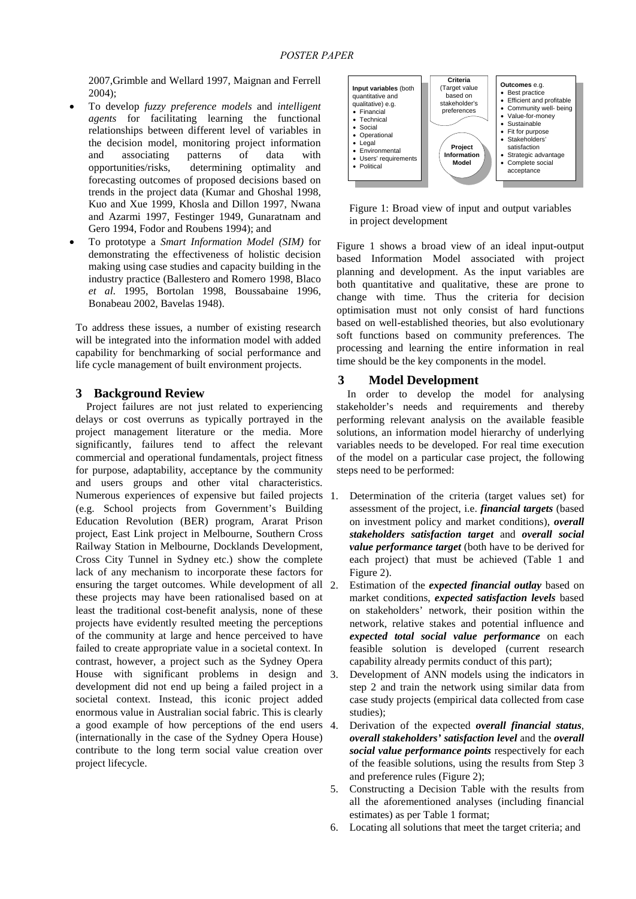2007,Grimble and Wellard 1997, Maignan and Ferrell 2004);

- To develop *fuzzy preference models* and *intelligent agents* for facilitating learning the functional relationships between different level of variables in the decision model, monitoring project information and associating patterns of data with opportunities/risks, determining optimality and forecasting outcomes of proposed decisions based on trends in the project data (Kumar and Ghoshal 1998, Kuo and Xue 1999, Khosla and Dillon 1997, Nwana and Azarmi 1997, Festinger 1949, Gunaratnam and Gero 1994, Fodor and Roubens 1994); and
- To prototype a *Smart Information Model (SIM)* for demonstrating the effectiveness of holistic decision making using case studies and capacity building in the industry practice (Ballestero and Romero 1998, Blaco *et al.* 1995, Bortolan 1998, Boussabaine 1996, Bonabeau 2002, Bavelas 1948).

To address these issues, a number of existing research will be integrated into the information model with added capability for benchmarking of social performance and life cycle management of built environment projects.

## 3 Background Review

Project failures are not just related to experiencing delays or cost overruns as typically portrayed in the project management literature or the media. More significantly, failures tend to affect the relevant commercial and operational fundamentals, project fitness for purpose, adaptability, acceptance by the community and users groups and other vital characteristics. Numerous experiences of expensive but failed projects (e.g. School projects from Government's Building Education Revolution (BER) program, Ararat Prison project, East Link project in Melbourne, Southern Cross Railway Station in Melbourne, Docklands Development, Cross City Tunnel in Sydney etc.) show the complete lack of any mechanism to incorporate these factors for ensuring the target outcomes. While development of all these projects may have been rationalised based on at least the traditional cost-benefit analysis, none of these projects have evidently resulted meeting the perceptions of the community at large and hence perceived to have failed to create appropriate value in a societal context. In contrast, however, a project such as the Sydney Opera House with significant problems in design and development did not end up being a failed project in a societal context. Instead, this iconic project added enormous value in Australian social fabric. This is clearly a good example of how perceptions of the end users (internationally in the case of the Sydney Opera House) contribute to the long term social value creation over project lifecycle.

**Input variables** (both quantitative and qualitative) e.g.
- Financial
- Technical
- Social
- Operational
- Legal
- Environmental
- Users' requirements
- Political

**Criteria** (Target value based on stakeholder's preferences)

**Project Information Model**

**Outcomes** e.g.
- Best practice
- Efficient and profitable
- Community well- being
- Value-for-money
- Sustainable
- Fit for purpose
- Stakeholders' satisfaction
- Strategic advantage
- Complete social acceptance

Figure 1: Broad view of input and output variables in project development

Figure 1 shows a broad view of an ideal input-output based Information Model associated with project planning and development. As the input variables are both quantitative and qualitative, these are prone to change with time. Thus the criteria for decision optimisation must not only consist of hard functions based on well-established theories, but also evolutionary soft functions based on community preferences. The processing and learning the entire information in real time should be the key components in the model.

## 3 Model Development

In order to develop the model for analysing stakeholder's needs and requirements and thereby performing relevant analysis on the available feasible solutions, an information model hierarchy of underlying variables needs to be developed. For real time execution of the model on a particular case project, the following steps need to be performed:

1. Determination of the criteria (target values set) for assessment of the project, i.e. ***financial targets*** (based on investment policy and market conditions), ***overall stakeholders satisfaction target*** and ***overall social value performance target*** (both have to be derived for each project) that must be achieved (Table 1 and Figure 2).
2. Estimation of the ***expected financial outlay*** based on market conditions, ***expected satisfaction levels*** based on stakeholders' network, their position within the network, relative stakes and potential influence and ***expected total social value performance*** on each feasible solution is developed (current research capability already permits conduct of this part);
3. Development of ANN models using the indicators in step 2 and train the network using similar data from case study projects (empirical data collected from case studies);
4. Derivation of the expected ***overall financial status***, ***overall stakeholders' satisfaction level*** and the ***overall social value performance points*** respectively for each of the feasible solutions, using the results from Step 3 and preference rules (Figure 2);
5. Constructing a Decision Table with the results from all the aforementioned analyses (including financial estimates) as per Table 1 format;
6. Locating all solutions that meet the target criteria; and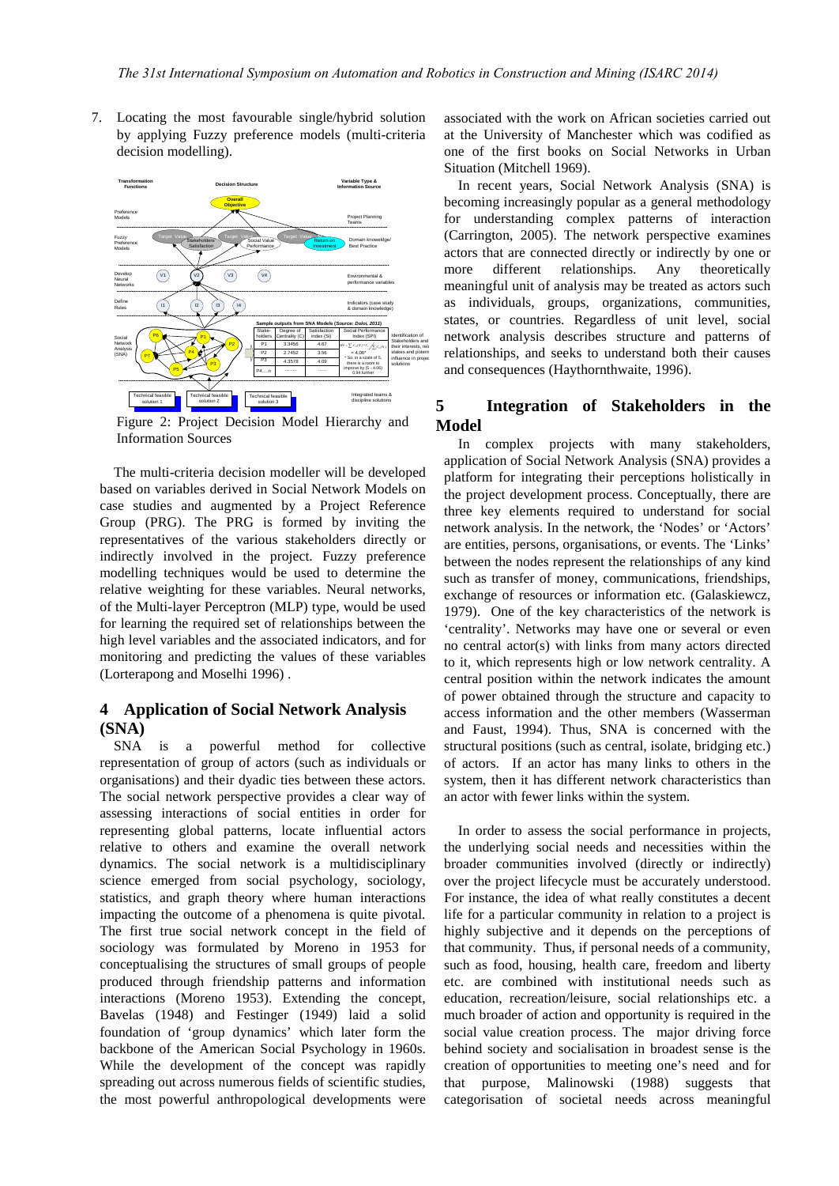7. Locating the most favourable single/hybrid solution by applying Fuzzy preference models (multi-criteria decision modelling).

Figure 2: Project Decision Model Hierarchy and Information Sources

The multi-criteria decision modeller will be developed based on variables derived in Social Network Models on case studies and augmented by a Project Reference Group (PRG). The PRG is formed by inviting the representatives of the various stakeholders directly or indirectly involved in the project. Fuzzy preference modelling techniques would be used to determine the relative weighting for these variables. Neural networks, of the Multi-layer Perceptron (MLP) type, would be used for learning the required set of relationships between the high level variables and the associated indicators, and for monitoring and predicting the values of these variables (Lorterapong and Moselhi 1996) .

## 4 Application of Social Network Analysis (SNA)

SNA is a powerful method for collective representation of group of actors (such as individuals or organisations) and their dyadic ties between these actors. The social network perspective provides a clear way of assessing interactions of social entities in order for representing global patterns, locate influential actors relative to others and examine the overall network dynamics. The social network is a multidisciplinary science emerged from social psychology, sociology, statistics, and graph theory where human interactions impacting the outcome of a phenomena is quite pivotal. The first true social network concept in the field of sociology was formulated by Moreno in 1953 for conceptualising the structures of small groups of people produced through friendship patterns and information interactions (Moreno 1953). Extending the concept, Bavelas (1948) and Festinger (1949) laid a solid foundation of 'group dynamics' which later form the backbone of the American Social Psychology in 1960s. While the development of the concept was rapidly spreading out across numerous fields of scientific studies, the most powerful anthropological developments were associated with the work on African societies carried out at the University of Manchester which was codified as one of the first books on Social Networks in Urban Situation (Mitchell 1969).

In recent years, Social Network Analysis (SNA) is becoming increasingly popular as a general methodology for understanding complex patterns of interaction (Carrington, 2005). The network perspective examines actors that are connected directly or indirectly by one or more different relationships. Any theoretically meaningful unit of analysis may be treated as actors such as individuals, groups, organizations, communities, states, or countries. Regardless of unit level, social network analysis describes structure and patterns of relationships, and seeks to understand both their causes and consequences (Haythornthwaite, 1996).

## 5 Integration of Stakeholders in the Model

In complex projects with many stakeholders, application of Social Network Analysis (SNA) provides a platform for integrating their perceptions holistically in the project development process. Conceptually, there are three key elements required to understand for social network analysis. In the network, the 'Nodes' or 'Actors' are entities, persons, organisations, or events. The 'Links' between the nodes represent the relationships of any kind such as transfer of money, communications, friendships, exchange of resources or information etc. (Galaskiewcz, 1979). One of the key characteristics of the network is 'centrality'. Networks may have one or several or even no central actor(s) with links from many actors directed to it, which represents high or low network centrality. A central position within the network indicates the amount of power obtained through the structure and capacity to access information and the other members (Wasserman and Faust, 1994). Thus, SNA is concerned with the structural positions (such as central, isolate, bridging etc.) of actors. If an actor has many links to others in the system, then it has different network characteristics than an actor with fewer links within the system.

In order to assess the social performance in projects, the underlying social needs and necessities within the broader communities involved (directly or indirectly) over the project lifecycle must be accurately understood. For instance, the idea of what really constitutes a decent life for a particular community in relation to a project is highly subjective and it depends on the perceptions of that community. Thus, if personal needs of a community, such as food, housing, health care, freedom and liberty etc. are combined with institutional needs such as education, recreation/leisure, social relationships etc. a much broader of action and opportunity is required in the social value creation process. The major driving force behind society and socialisation in broadest sense is the creation of opportunities to meeting one's need and for that purpose, Malinowski (1988) suggests that categorisation of societal needs across meaningful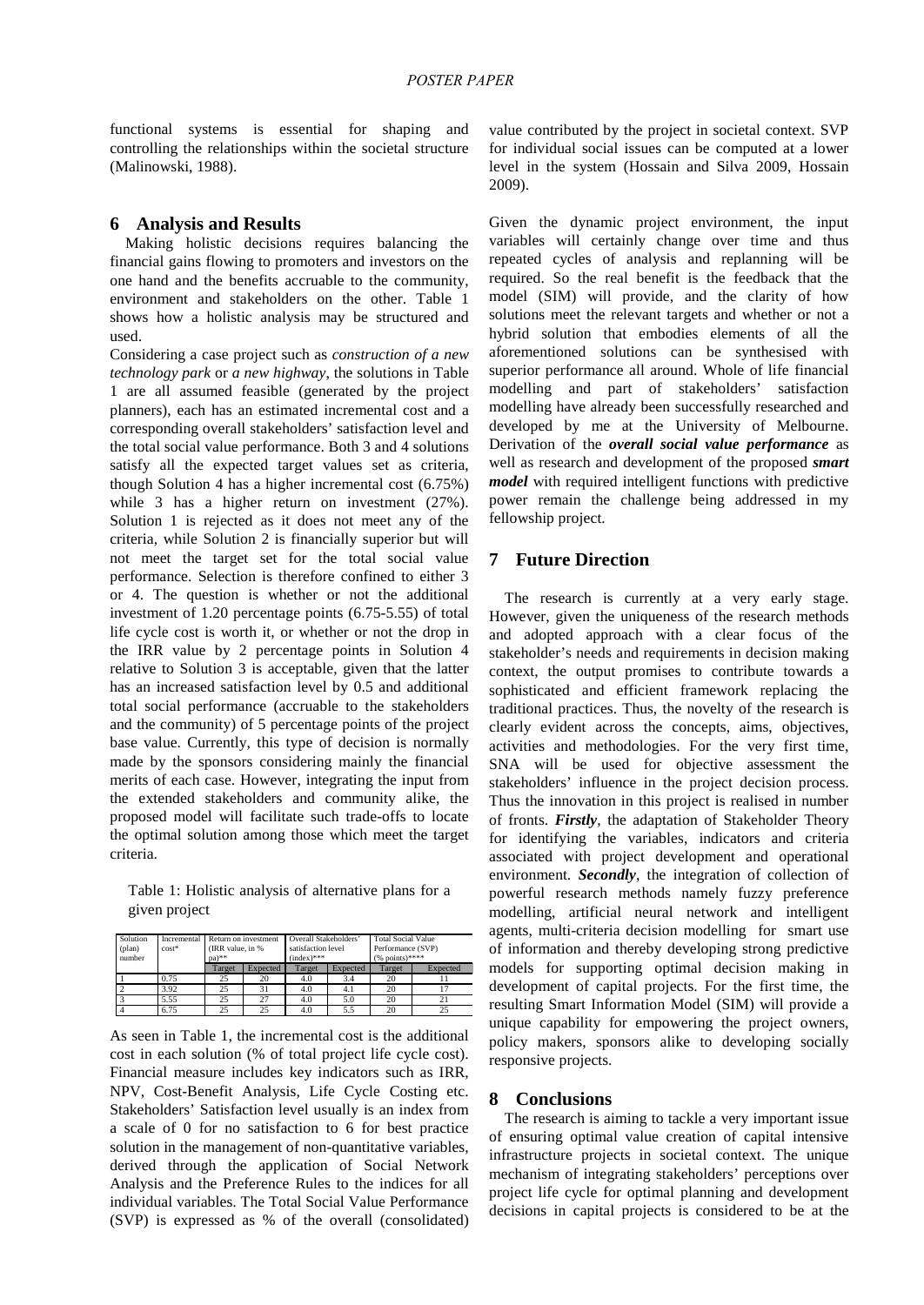functional systems is essential for shaping and controlling the relationships within the societal structure (Malinowski, 1988).

## 6 Analysis and Results

Making holistic decisions requires balancing the financial gains flowing to promoters and investors on the one hand and the benefits accruable to the community, environment and stakeholders on the other. Table 1 shows how a holistic analysis may be structured and used.

Considering a case project such as *construction of a new technology park* or *a new highway*, the solutions in Table 1 are all assumed feasible (generated by the project planners), each has an estimated incremental cost and a corresponding overall stakeholders' satisfaction level and the total social value performance. Both 3 and 4 solutions satisfy all the expected target values set as criteria, though Solution 4 has a higher incremental cost (6.75%) while 3 has a higher return on investment (27%). Solution 1 is rejected as it does not meet any of the criteria, while Solution 2 is financially superior but will not meet the target set for the total social value performance. Selection is therefore confined to either 3 or 4. The question is whether or not the additional investment of 1.20 percentage points (6.75-5.55) of total life cycle cost is worth it, or whether or not the drop in the IRR value by 2 percentage points in Solution 4 relative to Solution 3 is acceptable, given that the latter has an increased satisfaction level by 0.5 and additional total social performance (accruable to the stakeholders and the community) of 5 percentage points of the project base value. Currently, this type of decision is normally made by the sponsors considering mainly the financial merits of each case. However, integrating the input from the extended stakeholders and community alike, the proposed model will facilitate such trade-offs to locate the optimal solution among those which meet the target criteria.

Table 1: Holistic analysis of alternative plans for a given project

| Solution (plan) number | Incremental cost* | Return on investment (IRR value, in % pa)** | | Overall Stakeholders' satisfaction level (index)*** | | Total Social Value Performance (SVP) (% points)**** | |
|---|---|---|---|---|---|---|---|
| | | Target | Expected | Target | Expected | Target | Expected |
| 1 | 0.75 | 25 | 20 | 4.0 | 3.4 | 20 | 11 |
| 2 | 3.92 | 25 | 31 | 4.0 | 4.1 | 20 | 17 |
| 3 | 5.55 | 25 | 27 | 4.0 | 5.0 | 20 | 21 |
| 4 | 6.75 | 25 | 25 | 4.0 | 5.5 | 20 | 25 |

As seen in Table 1, the incremental cost is the additional cost in each solution (% of total project life cycle cost). Financial measure includes key indicators such as IRR, NPV, Cost-Benefit Analysis, Life Cycle Costing etc. Stakeholders' Satisfaction level usually is an index from a scale of 0 for no satisfaction to 6 for best practice solution in the management of non-quantitative variables, derived through the application of Social Network Analysis and the Preference Rules to the indices for all individual variables. The Total Social Value Performance (SVP) is expressed as % of the overall (consolidated) value contributed by the project in societal context. SVP for individual social issues can be computed at a lower level in the system (Hossain and Silva 2009, Hossain 2009).

Given the dynamic project environment, the input variables will certainly change over time and thus repeated cycles of analysis and replanning will be required. So the real benefit is the feedback that the model (SIM) will provide, and the clarity of how solutions meet the relevant targets and whether or not a hybrid solution that embodies elements of all the aforementioned solutions can be synthesised with superior performance all around. Whole of life financial modelling and part of stakeholders' satisfaction modelling have already been successfully researched and developed by me at the University of Melbourne. Derivation of the ***overall social value performance*** as well as research and development of the proposed ***smart model*** with required intelligent functions with predictive power remain the challenge being addressed in my fellowship project.

## 7 Future Direction

The research is currently at a very early stage. However, given the uniqueness of the research methods and adopted approach with a clear focus of the stakeholder's needs and requirements in decision making context, the output promises to contribute towards a sophisticated and efficient framework replacing the traditional practices. Thus, the novelty of the research is clearly evident across the concepts, aims, objectives, activities and methodologies. For the very first time, SNA will be used for objective assessment the stakeholders' influence in the project decision process. Thus the innovation in this project is realised in number of fronts. ***Firstly***, the adaptation of Stakeholder Theory for identifying the variables, indicators and criteria associated with project development and operational environment. ***Secondly***, the integration of collection of powerful research methods namely fuzzy preference modelling, artificial neural network and intelligent agents, multi-criteria decision modelling for smart use of information and thereby developing strong predictive models for supporting optimal decision making in development of capital projects. For the first time, the resulting Smart Information Model (SIM) will provide a unique capability for empowering the project owners, policy makers, sponsors alike to developing socially responsive projects.

## 8 Conclusions

The research is aiming to tackle a very important issue of ensuring optimal value creation of capital intensive infrastructure projects in societal context. The unique mechanism of integrating stakeholders' perceptions over project life cycle for optimal planning and development decisions in capital projects is considered to be at the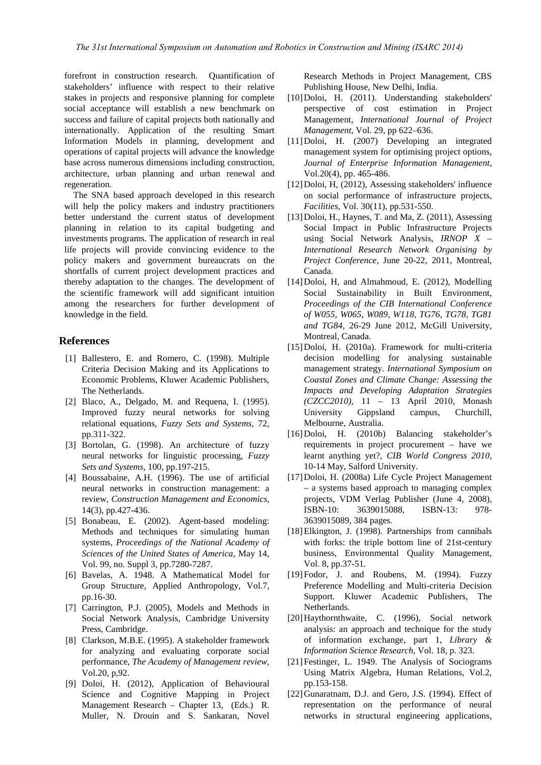forefront in construction research. Quantification of stakeholders' influence with respect to their relative stakes in projects and responsive planning for complete social acceptance will establish a new benchmark on success and failure of capital projects both nationally and internationally. Application of the resulting Smart Information Models in planning, development and operations of capital projects will advance the knowledge base across numerous dimensions including construction, architecture, urban planning and urban renewal and regeneration.

The SNA based approach developed in this research will help the policy makers and industry practitioners better understand the current status of development planning in relation to its capital budgeting and investments programs. The application of research in real life projects will provide convincing evidence to the policy makers and government bureaucrats on the shortfalls of current project development practices and thereby adaptation to the changes. The development of the scientific framework will add significant intuition among the researchers for further development of knowledge in the field.

## References

[1] Ballestero, E. and Romero, C. (1998). Multiple Criteria Decision Making and its Applications to Economic Problems, Kluwer Academic Publishers, The Netherlands.

[2] Blaco, A., Delgado, M. and Requena, I. (1995). Improved fuzzy neural networks for solving relational equations, *Fuzzy Sets and Systems*, 72, pp.311-322.

[3] Bortolan, G. (1998). An architecture of fuzzy neural networks for linguistic processing, *Fuzzy Sets and Systems*, 100, pp.197-215.

[4] Boussabaine, A.H. (1996). The use of artificial neural networks in construction management: a review, *Construction Management and Economics*, 14(3), pp.427-436.

[5] Bonabeau, E. (2002). Agent-based modeling: Methods and techniques for simulating human systems, *Proceedings of the National Academy of Sciences of the United States of America*, May 14, Vol. 99, no. Suppl 3, pp.7280-7287.

[6] Bavelas, A. 1948. A Mathematical Model for Group Structure, Applied Anthropology, Vol.7, pp.16-30.

[7] Carrington, P.J. (2005), Models and Methods in Social Network Analysis, Cambridge University Press, Cambridge.

[8] Clarkson, M.B.E. (1995). A stakeholder framework for analyzing and evaluating corporate social performance, *The Academy of Management review*, Vol.20, p,92.

[9] Doloi, H. (2012), Application of Behavioural Science and Cognitive Mapping in Project Management Research – Chapter 13, (Eds.) R. Muller, N. Drouin and S. Sankaran, Novel Research Methods in Project Management, CBS Publishing House, New Delhi, India.

[10] Doloi, H. (2011). Understanding stakeholders' perspective of cost estimation in Project Management, *International Journal of Project Management*, Vol. 29, pp 622–636.

[11] Doloi, H. (2007) Developing an integrated management system for optimising project options, *Journal of Enterprise Information Management*, Vol.20(4), pp. 465-486.

[12] Doloi, H, (2012), Assessing stakeholders' influence on social performance of infrastructure projects, *Facilities*, Vol. 30(11), pp.531-550.

[13] Doloi, H., Haynes, T. and Ma, Z. (2011), Assessing Social Impact in Public Infrastructure Projects using Social Network Analysis, *IRNOP X – International Research Network Organising by Project Conference*, June 20-22, 2011, Montreal, Canada.

[14] Doloi, H, and Almahmoud, E. (2012), Modelling Social Sustainability in Built Environment, *Proceedings of the CIB International Conference of W055, W065, W089, W118, TG76, TG78, TG81 and TG84*, 26-29 June 2012, McGill University, Montreal, Canada.

[15] Doloi, H. (2010a). Framework for multi-criteria decision modelling for analysing sustainable management strategy. *International Symposium on Coastal Zones and Climate Change: Assessing the Impacts and Developing Adaptation Strategies (CZCC2010)*, 11 – 13 April 2010, Monash University Gippsland campus, Churchill, Melbourne, Australia.

[16] Doloi, H. (2010b) Balancing stakeholder's requirements in project procurement – have we learnt anything yet?, *CIB World Congress 2010*, 10-14 May, Salford University.

[17] Doloi, H. (2008a) Life Cycle Project Management – a systems based approach to managing complex projects, VDM Verlag Publisher (June 4, 2008), ISBN-10: 3639015088, ISBN-13: 978-3639015089, 384 pages.

[18] Elkington, J. (1998). Partnerships from cannibals with forks: the triple bottom line of 21st-century business, Environmental Quality Management, Vol. 8, pp.37-51.

[19] Fodor, J. and Roubens, M. (1994). Fuzzy Preference Modelling and Multi-criteria Decision Support. Kluwer Academic Publishers, The Netherlands.

[20] Haythornthwaite, C. (1996), Social network analysis: an approach and technique for the study of information exchange, part 1, *Library & Information Science Research*, Vol. 18, p. 323.

[21] Festinger, L. 1949. The Analysis of Sociograms Using Matrix Algebra, Human Relations, Vol.2, pp.153-158.

[22] Gunaratnam, D.J. and Gero, J.S. (1994). Effect of representation on the performance of neural networks in structural engineering applications,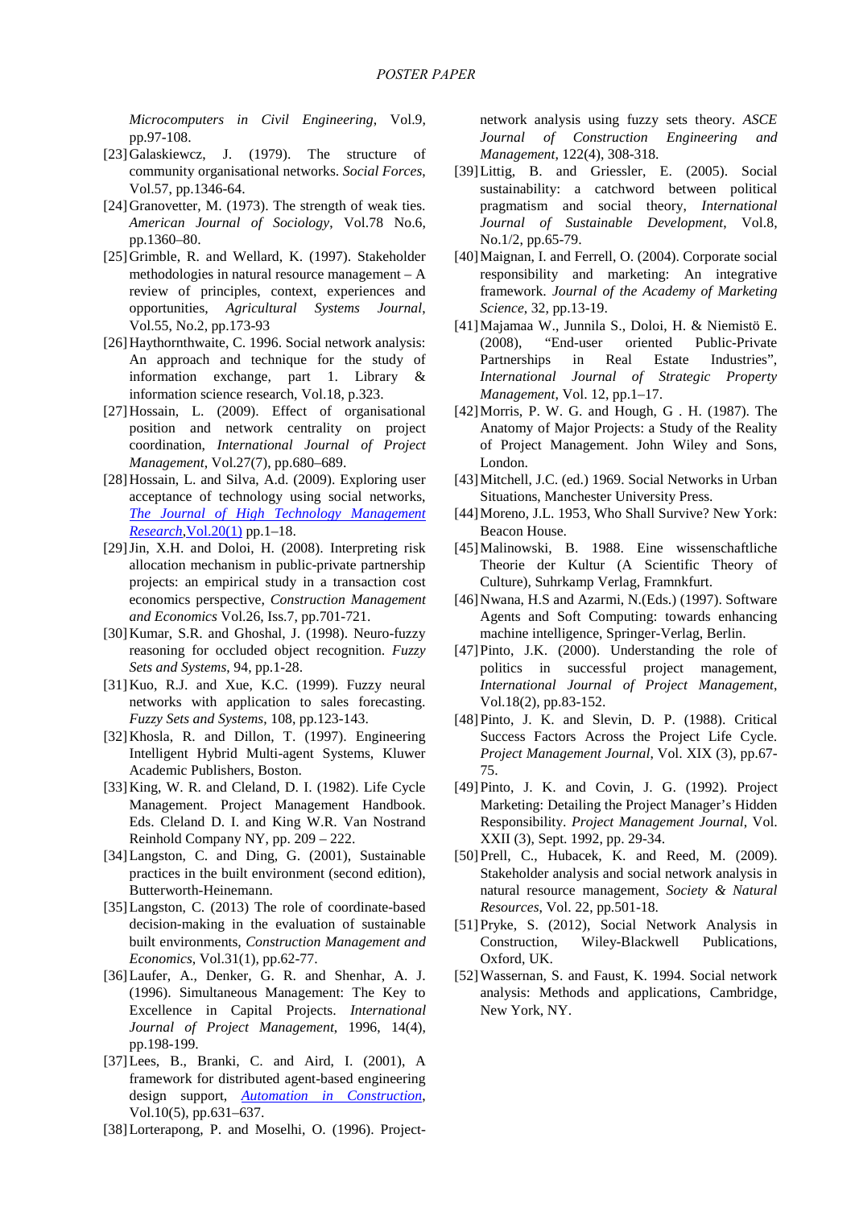*Microcomputers in Civil Engineering*, Vol.9, pp.97-108.

[23] Galaskiewcz, J. (1979). The structure of community organisational networks. *Social Forces*, Vol.57, pp.1346-64.

[24] Granovetter, M. (1973). The strength of weak ties. *American Journal of Sociology*, Vol.78 No.6, pp.1360–80.

[25] Grimble, R. and Wellard, K. (1997). Stakeholder methodologies in natural resource management – A review of principles, context, experiences and opportunities, *Agricultural Systems Journal*, Vol.55, No.2, pp.173-93

[26] Haythornthwaite, C. 1996. Social network analysis: An approach and technique for the study of information exchange, part 1. Library & information science research, Vol.18, p.323.

[27] Hossain, L. (2009). Effect of organisational position and network centrality on project coordination, *International Journal of Project Management*, Vol.27(7), pp.680–689.

[28] Hossain, L. and Silva, A.d. (2009). Exploring user acceptance of technology using social networks, *The Journal of High Technology Management Research*, Vol.20(1) pp.1–18.

[29] Jin, X.H. and Doloi, H. (2008). Interpreting risk allocation mechanism in public-private partnership projects: an empirical study in a transaction cost economics perspective, *Construction Management and Economics* Vol.26, Iss.7, pp.701-721.

[30] Kumar, S.R. and Ghoshal, J. (1998). Neuro-fuzzy reasoning for occluded object recognition. *Fuzzy Sets and Systems*, 94, pp.1-28.

[31] Kuo, R.J. and Xue, K.C. (1999). Fuzzy neural networks with application to sales forecasting. *Fuzzy Sets and Systems*, 108, pp.123-143.

[32] Khosla, R. and Dillon, T. (1997). Engineering Intelligent Hybrid Multi-agent Systems, Kluwer Academic Publishers, Boston.

[33] King, W. R. and Cleland, D. I. (1982). Life Cycle Management. Project Management Handbook. Eds. Cleland D. I. and King W.R. Van Nostrand Reinhold Company NY, pp. 209 – 222.

[34] Langston, C. and Ding, G. (2001), Sustainable practices in the built environment (second edition), Butterworth-Heinemann.

[35] Langston, C. (2013) The role of coordinate-based decision-making in the evaluation of sustainable built environments, *Construction Management and Economics*, Vol.31(1), pp.62-77.

[36] Laufer, A., Denker, G. R. and Shenhar, A. J. (1996). Simultaneous Management: The Key to Excellence in Capital Projects. *International Journal of Project Management*, 1996, 14(4), pp.198-199.

[37] Lees, B., Branki, C. and Aird, I. (2001), A framework for distributed agent-based engineering design support, *Automation in Construction*, Vol.10(5), pp.631–637.

[38] Lorterapong, P. and Moselhi, O. (1996). Project-network analysis using fuzzy sets theory. *ASCE Journal of Construction Engineering and Management*, 122(4), 308-318.

[39] Littig, B. and Griessler, E. (2005). Social sustainability: a catchword between political pragmatism and social theory, *International Journal of Sustainable Development*, Vol.8, No.1/2, pp.65-79.

[40] Maignan, I. and Ferrell, O. (2004). Corporate social responsibility and marketing: An integrative framework. *Journal of the Academy of Marketing Science*, 32, pp.13-19.

[41] Majamaa W., Junnila S., Doloi, H. & Niemistö E. (2008), "End-user oriented Public-Private Partnerships in Real Estate Industries", *International Journal of Strategic Property Management*, Vol. 12, pp.1–17.

[42] Morris, P. W. G. and Hough, G . H. (1987). The Anatomy of Major Projects: a Study of the Reality of Project Management. John Wiley and Sons, London.

[43] Mitchell, J.C. (ed.) 1969. Social Networks in Urban Situations, Manchester University Press.

[44] Moreno, J.L. 1953, Who Shall Survive? New York: Beacon House.

[45] Malinowski, B. 1988. Eine wissenschaftliche Theorie der Kultur (A Scientific Theory of Culture), Suhrkamp Verlag, Framnkfurt.

[46] Nwana, H.S and Azarmi, N.(Eds.) (1997). Software Agents and Soft Computing: towards enhancing machine intelligence, Springer-Verlag, Berlin.

[47] Pinto, J.K. (2000). Understanding the role of politics in successful project management, *International Journal of Project Management*, Vol.18(2), pp.83-152.

[48] Pinto, J. K. and Slevin, D. P. (1988). Critical Success Factors Across the Project Life Cycle. *Project Management Journal*, Vol. XIX (3), pp.67-75.

[49] Pinto, J. K. and Covin, J. G. (1992). Project Marketing: Detailing the Project Manager's Hidden Responsibility. *Project Management Journal*, Vol. XXII (3), Sept. 1992, pp. 29-34.

[50] Prell, C., Hubacek, K. and Reed, M. (2009). Stakeholder analysis and social network analysis in natural resource management, *Society & Natural Resources*, Vol. 22, pp.501-18.

[51] Pryke, S. (2012), Social Network Analysis in Construction, Wiley-Blackwell Publications, Oxford, UK.

[52] Wasserman, S. and Faust, K. 1994. Social network analysis: Methods and applications, Cambridge, New York, NY.